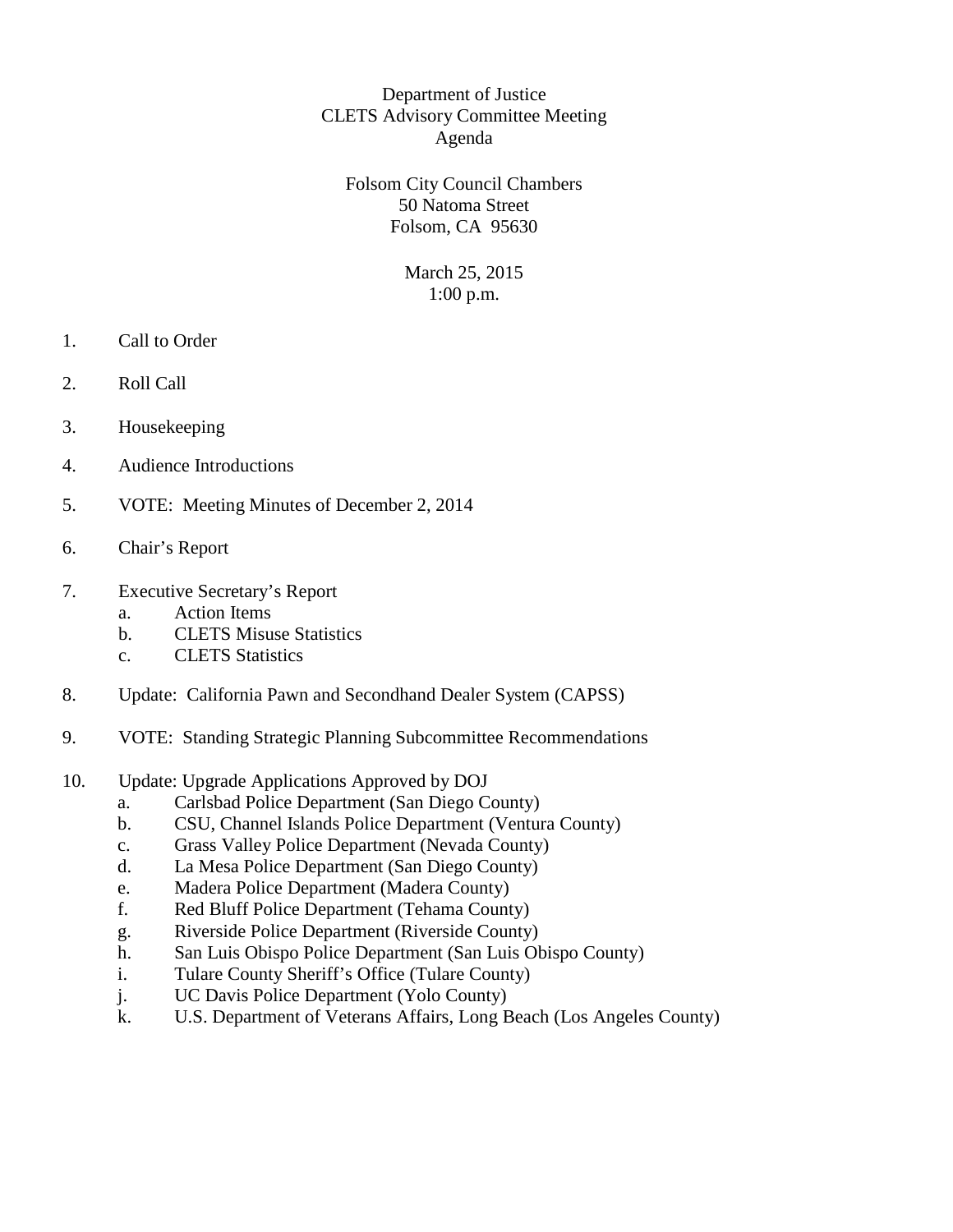# Department of Justice
# CLETS Advisory Committee Meeting
# Agenda

Folsom City Council Chambers
50 Natoma Street
Folsom, CA 95630

March 25, 2015
1:00 p.m.

1. Call to Order

2. Roll Call

3. Housekeeping

4. Audience Introductions

5. VOTE: Meeting Minutes of December 2, 2014

6. Chair's Report

7. Executive Secretary's Report
   a. Action Items
   b. CLETS Misuse Statistics
   c. CLETS Statistics

8. Update: California Pawn and Secondhand Dealer System (CAPSS)

9. VOTE: Standing Strategic Planning Subcommittee Recommendations

10. Update: Upgrade Applications Approved by DOJ
    a. Carlsbad Police Department (San Diego County)
    b. CSU, Channel Islands Police Department (Ventura County)
    c. Grass Valley Police Department (Nevada County)
    d. La Mesa Police Department (San Diego County)
    e. Madera Police Department (Madera County)
    f. Red Bluff Police Department (Tehama County)
    g. Riverside Police Department (Riverside County)
    h. San Luis Obispo Police Department (San Luis Obispo County)
    i. Tulare County Sheriff's Office (Tulare County)
    j. UC Davis Police Department (Yolo County)
    k. U.S. Department of Veterans Affairs, Long Beach (Los Angeles County)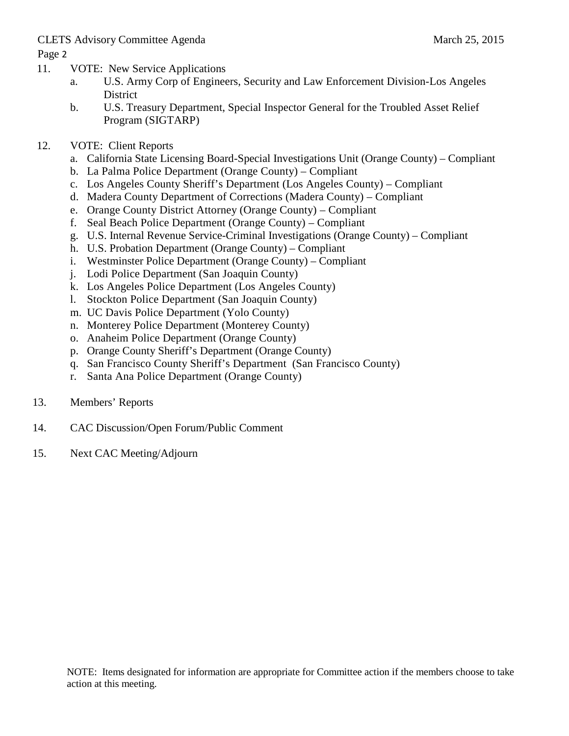11. VOTE: New Service Applications
    a. U.S. Army Corp of Engineers, Security and Law Enforcement Division-Los Angeles District
    b. U.S. Treasury Department, Special Inspector General for the Troubled Asset Relief Program (SIGTARP)

12. VOTE: Client Reports
    a. California State Licensing Board-Special Investigations Unit (Orange County) – Compliant
    b. La Palma Police Department (Orange County) – Compliant
    c. Los Angeles County Sheriff's Department (Los Angeles County) – Compliant
    d. Madera County Department of Corrections (Madera County) – Compliant
    e. Orange County District Attorney (Orange County) – Compliant
    f. Seal Beach Police Department (Orange County) – Compliant
    g. U.S. Internal Revenue Service-Criminal Investigations (Orange County) – Compliant
    h. U.S. Probation Department (Orange County) – Compliant
    i. Westminster Police Department (Orange County) – Compliant
    j. Lodi Police Department (San Joaquin County)
    k. Los Angeles Police Department (Los Angeles County)
    l. Stockton Police Department (San Joaquin County)
    m. UC Davis Police Department (Yolo County)
    n. Monterey Police Department (Monterey County)
    o. Anaheim Police Department (Orange County)
    p. Orange County Sheriff's Department (Orange County)
    q. San Francisco County Sheriff's Department (San Francisco County)
    r. Santa Ana Police Department (Orange County)

13. Members' Reports

14. CAC Discussion/Open Forum/Public Comment

15. Next CAC Meeting/Adjourn

NOTE: Items designated for information are appropriate for Committee action if the members choose to take action at this meeting.